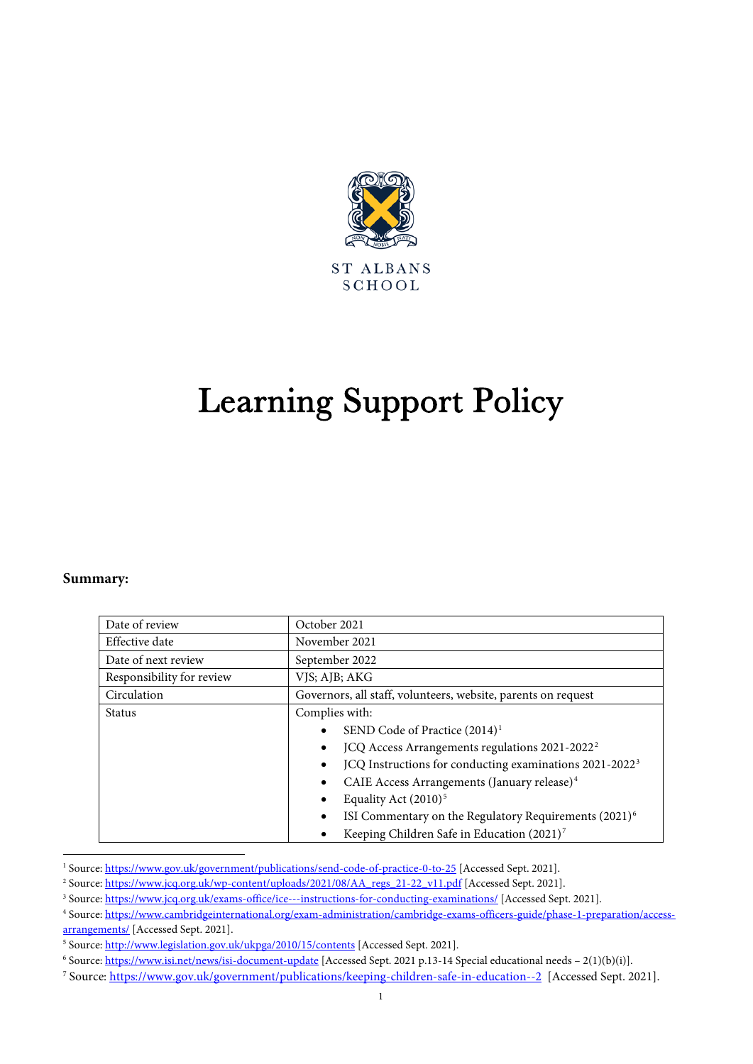ST ALBANS SCHOOL

# Learning Support Policy

**Summary:**

| Date of review | October 2021 |
|---|---|
| Effective date | November 2021 |
| Date of next review | September 2022 |
| Responsibility for review | VJS; AJB; AKG |
| Circulation | Governors, all staff, volunteers, website, parents on request |
| Status | Complies with:<br>• SEND Code of Practice (2014)[1]<br>• JCQ Access Arrangements regulations 2021-2022[2]<br>• JCQ Instructions for conducting examinations 2021-2022[3]<br>• CAIE Access Arrangements (January release)[4]<br>• Equality Act (2010)[5]<br>• ISI Commentary on the Regulatory Requirements (2021)[6]<br>• Keeping Children Safe in Education (2021)[7] |

[1] Source: https://www.gov.uk/government/publications/send-code-of-practice-0-to-25 [Accessed Sept. 2021].

[2] Source: https://www.jcq.org.uk/wp-content/uploads/2021/08/AA_regs_21-22_v11.pdf [Accessed Sept. 2021].

[3] Source: https://www.jcq.org.uk/exams-office/ice---instructions-for-conducting-examinations/ [Accessed Sept. 2021].

[4] Source: https://www.cambridgeinternational.org/exam-administration/cambridge-exams-officers-guide/phase-1-preparation/access-arrangements/ [Accessed Sept. 2021].

[5] Source: http://www.legislation.gov.uk/ukpga/2010/15/contents [Accessed Sept. 2021].

[6] Source: https://www.isi.net/news/isi-document-update [Accessed Sept. 2021 p.13-14 Special educational needs – 2(1)(b)(i)].

[7] Source: https://www.gov.uk/government/publications/keeping-children-safe-in-education--2 [Accessed Sept. 2021].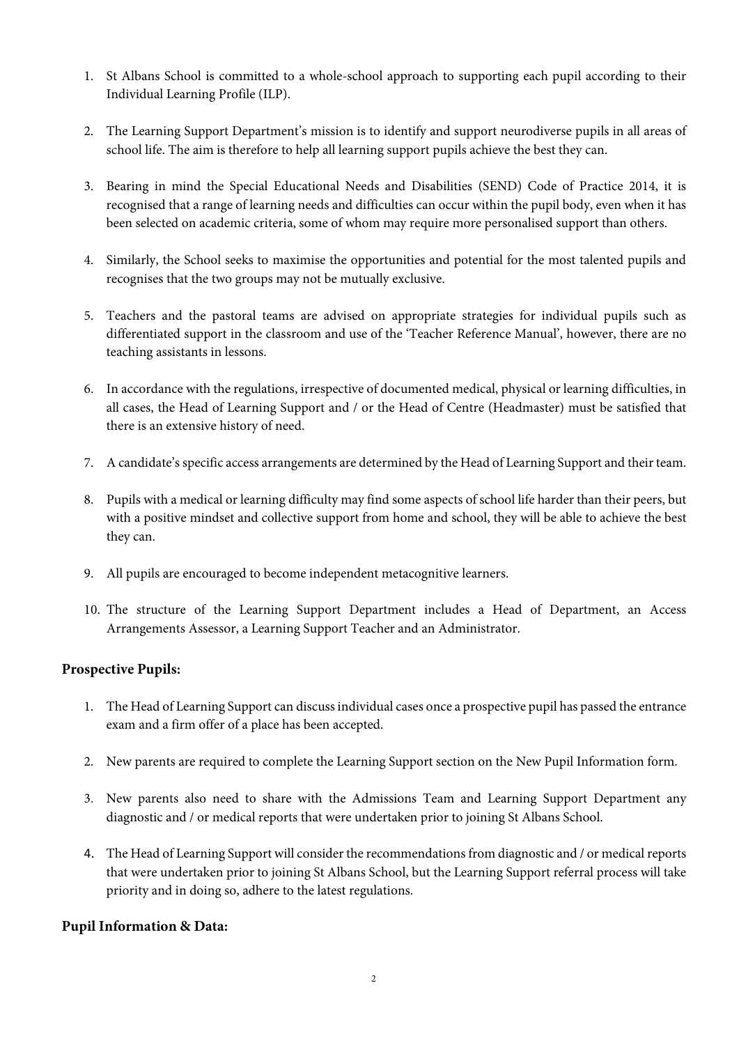1. St Albans School is committed to a whole-school approach to supporting each pupil according to their Individual Learning Profile (ILP).

2. The Learning Support Department's mission is to identify and support neurodiverse pupils in all areas of school life. The aim is therefore to help all learning support pupils achieve the best they can.

3. Bearing in mind the Special Educational Needs and Disabilities (SEND) Code of Practice 2014, it is recognised that a range of learning needs and difficulties can occur within the pupil body, even when it has been selected on academic criteria, some of whom may require more personalised support than others.

4. Similarly, the School seeks to maximise the opportunities and potential for the most talented pupils and recognises that the two groups may not be mutually exclusive.

5. Teachers and the pastoral teams are advised on appropriate strategies for individual pupils such as differentiated support in the classroom and use of the 'Teacher Reference Manual', however, there are no teaching assistants in lessons.

6. In accordance with the regulations, irrespective of documented medical, physical or learning difficulties, in all cases, the Head of Learning Support and / or the Head of Centre (Headmaster) must be satisfied that there is an extensive history of need.

7. A candidate's specific access arrangements are determined by the Head of Learning Support and their team.

8. Pupils with a medical or learning difficulty may find some aspects of school life harder than their peers, but with a positive mindset and collective support from home and school, they will be able to achieve the best they can.

9. All pupils are encouraged to become independent metacognitive learners.

10. The structure of the Learning Support Department includes a Head of Department, an Access Arrangements Assessor, a Learning Support Teacher and an Administrator.

**Prospective Pupils:**

1. The Head of Learning Support can discuss individual cases once a prospective pupil has passed the entrance exam and a firm offer of a place has been accepted.

2. New parents are required to complete the Learning Support section on the New Pupil Information form.

3. New parents also need to share with the Admissions Team and Learning Support Department any diagnostic and / or medical reports that were undertaken prior to joining St Albans School.

4. The Head of Learning Support will consider the recommendations from diagnostic and / or medical reports that were undertaken prior to joining St Albans School, but the Learning Support referral process will take priority and in doing so, adhere to the latest regulations.

**Pupil Information & Data:**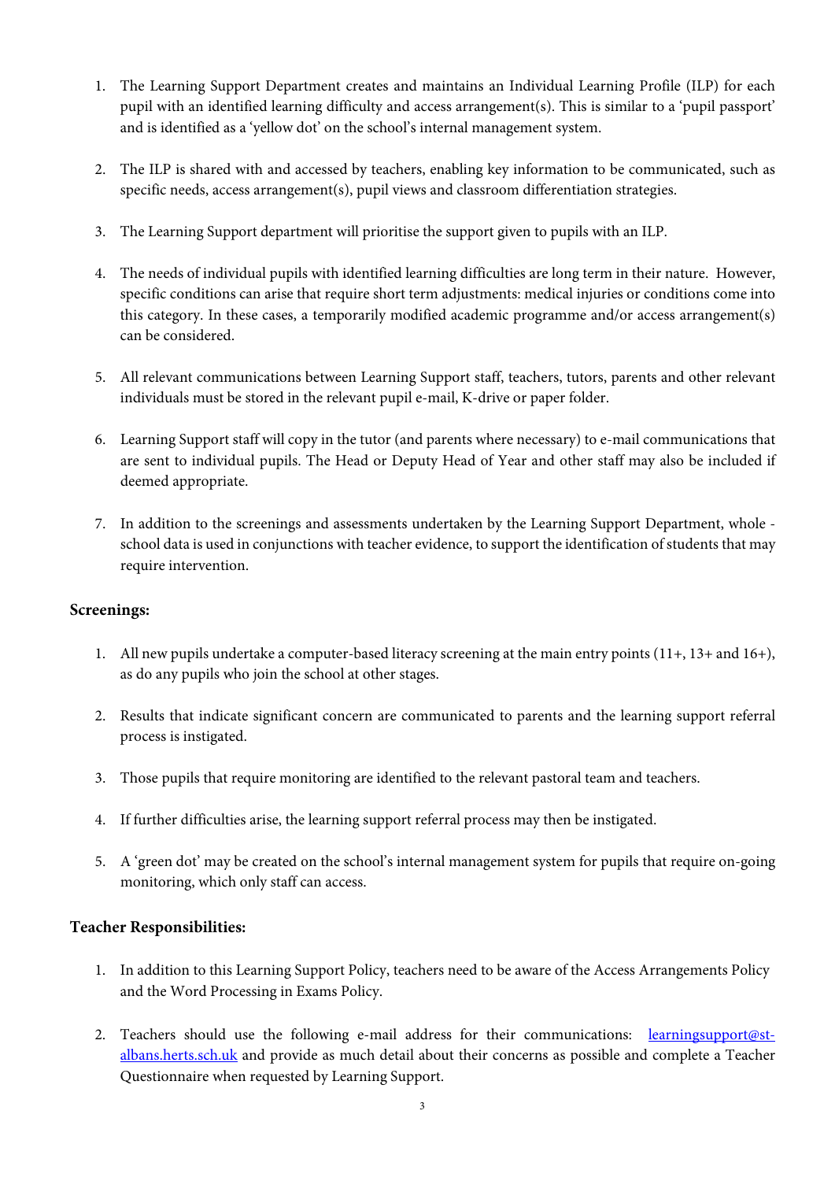1. The Learning Support Department creates and maintains an Individual Learning Profile (ILP) for each pupil with an identified learning difficulty and access arrangement(s). This is similar to a 'pupil passport' and is identified as a 'yellow dot' on the school's internal management system.

2. The ILP is shared with and accessed by teachers, enabling key information to be communicated, such as specific needs, access arrangement(s), pupil views and classroom differentiation strategies.

3. The Learning Support department will prioritise the support given to pupils with an ILP.

4. The needs of individual pupils with identified learning difficulties are long term in their nature. However, specific conditions can arise that require short term adjustments: medical injuries or conditions come into this category. In these cases, a temporarily modified academic programme and/or access arrangement(s) can be considered.

5. All relevant communications between Learning Support staff, teachers, tutors, parents and other relevant individuals must be stored in the relevant pupil e-mail, K-drive or paper folder.

6. Learning Support staff will copy in the tutor (and parents where necessary) to e-mail communications that are sent to individual pupils. The Head or Deputy Head of Year and other staff may also be included if deemed appropriate.

7. In addition to the screenings and assessments undertaken by the Learning Support Department, whole - school data is used in conjunctions with teacher evidence, to support the identification of students that may require intervention.

### Screenings:

1. All new pupils undertake a computer-based literacy screening at the main entry points (11+, 13+ and 16+), as do any pupils who join the school at other stages.

2. Results that indicate significant concern are communicated to parents and the learning support referral process is instigated.

3. Those pupils that require monitoring are identified to the relevant pastoral team and teachers.

4. If further difficulties arise, the learning support referral process may then be instigated.

5. A 'green dot' may be created on the school's internal management system for pupils that require on-going monitoring, which only staff can access.

### Teacher Responsibilities:

1. In addition to this Learning Support Policy, teachers need to be aware of the Access Arrangements Policy and the Word Processing in Exams Policy.

2. Teachers should use the following e-mail address for their communications: [learningsupport@st-albans.herts.sch.uk](mailto:learningsupport@st-albans.herts.sch.uk) and provide as much detail about their concerns as possible and complete a Teacher Questionnaire when requested by Learning Support.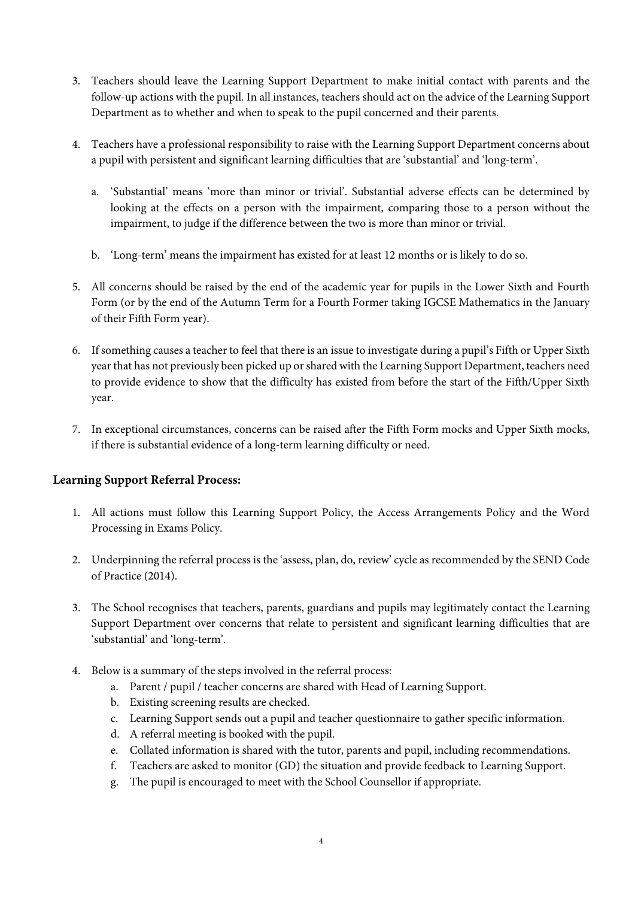3. Teachers should leave the Learning Support Department to make initial contact with parents and the follow-up actions with the pupil. In all instances, teachers should act on the advice of the Learning Support Department as to whether and when to speak to the pupil concerned and their parents.

4. Teachers have a professional responsibility to raise with the Learning Support Department concerns about a pupil with persistent and significant learning difficulties that are 'substantial' and 'long-term'.

   a. 'Substantial' means 'more than minor or trivial'. Substantial adverse effects can be determined by looking at the effects on a person with the impairment, comparing those to a person without the impairment, to judge if the difference between the two is more than minor or trivial.

   b. 'Long-term' means the impairment has existed for at least 12 months or is likely to do so.

5. All concerns should be raised by the end of the academic year for pupils in the Lower Sixth and Fourth Form (or by the end of the Autumn Term for a Fourth Former taking IGCSE Mathematics in the January of their Fifth Form year).

6. If something causes a teacher to feel that there is an issue to investigate during a pupil's Fifth or Upper Sixth year that has not previously been picked up or shared with the Learning Support Department, teachers need to provide evidence to show that the difficulty has existed from before the start of the Fifth/Upper Sixth year.

7. In exceptional circumstances, concerns can be raised after the Fifth Form mocks and Upper Sixth mocks, if there is substantial evidence of a long-term learning difficulty or need.

**Learning Support Referral Process:**

1. All actions must follow this Learning Support Policy, the Access Arrangements Policy and the Word Processing in Exams Policy.

2. Underpinning the referral process is the 'assess, plan, do, review' cycle as recommended by the SEND Code of Practice (2014).

3. The School recognises that teachers, parents, guardians and pupils may legitimately contact the Learning Support Department over concerns that relate to persistent and significant learning difficulties that are 'substantial' and 'long-term'.

4. Below is a summary of the steps involved in the referral process:
   a. Parent / pupil / teacher concerns are shared with Head of Learning Support.
   b. Existing screening results are checked.
   c. Learning Support sends out a pupil and teacher questionnaire to gather specific information.
   d. A referral meeting is booked with the pupil.
   e. Collated information is shared with the tutor, parents and pupil, including recommendations.
   f. Teachers are asked to monitor (GD) the situation and provide feedback to Learning Support.
   g. The pupil is encouraged to meet with the School Counsellor if appropriate.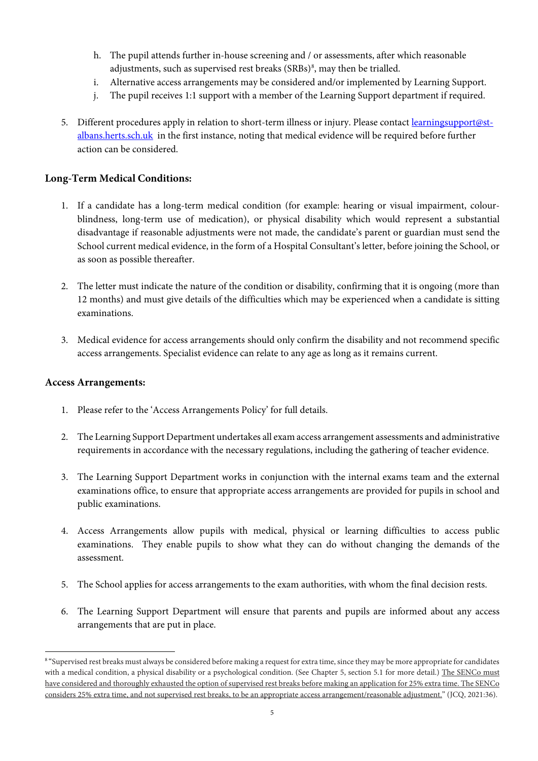h. The pupil attends further in-house screening and / or assessments, after which reasonable adjustments, such as supervised rest breaks (SRBs)[8], may then be trialled.
i. Alternative access arrangements may be considered and/or implemented by Learning Support.
j. The pupil receives 1:1 support with a member of the Learning Support department if required.

5. Different procedures apply in relation to short-term illness or injury. Please contact [learningsupport@st-albans.herts.sch.uk](mailto:learningsupport@st-albans.herts.sch.uk) in the first instance, noting that medical evidence will be required before further action can be considered.

## Long-Term Medical Conditions:

1. If a candidate has a long-term medical condition (for example: hearing or visual impairment, colour-blindness, long-term use of medication), or physical disability which would represent a substantial disadvantage if reasonable adjustments were not made, the candidate's parent or guardian must send the School current medical evidence, in the form of a Hospital Consultant's letter, before joining the School, or as soon as possible thereafter.

2. The letter must indicate the nature of the condition or disability, confirming that it is ongoing (more than 12 months) and must give details of the difficulties which may be experienced when a candidate is sitting examinations.

3. Medical evidence for access arrangements should only confirm the disability and not recommend specific access arrangements. Specialist evidence can relate to any age as long as it remains current.

## Access Arrangements:

1. Please refer to the 'Access Arrangements Policy' for full details.

2. The Learning Support Department undertakes all exam access arrangement assessments and administrative requirements in accordance with the necessary regulations, including the gathering of teacher evidence.

3. The Learning Support Department works in conjunction with the internal exams team and the external examinations office, to ensure that appropriate access arrangements are provided for pupils in school and public examinations.

4. Access Arrangements allow pupils with medical, physical or learning difficulties to access public examinations. They enable pupils to show what they can do without changing the demands of the assessment.

5. The School applies for access arrangements to the exam authorities, with whom the final decision rests.

6. The Learning Support Department will ensure that parents and pupils are informed about any access arrangements that are put in place.

---

[8] "Supervised rest breaks must always be considered before making a request for extra time, since they may be more appropriate for candidates with a medical condition, a physical disability or a psychological condition. (See Chapter 5, section 5.1 for more detail.) <u>The SENCo must have considered and thoroughly exhausted the option of supervised rest breaks before making an application for 25% extra time. The SENCo considers 25% extra time, and not supervised rest breaks, to be an appropriate access arrangement/reasonable adjustment.</u>" (JCQ, 2021:36).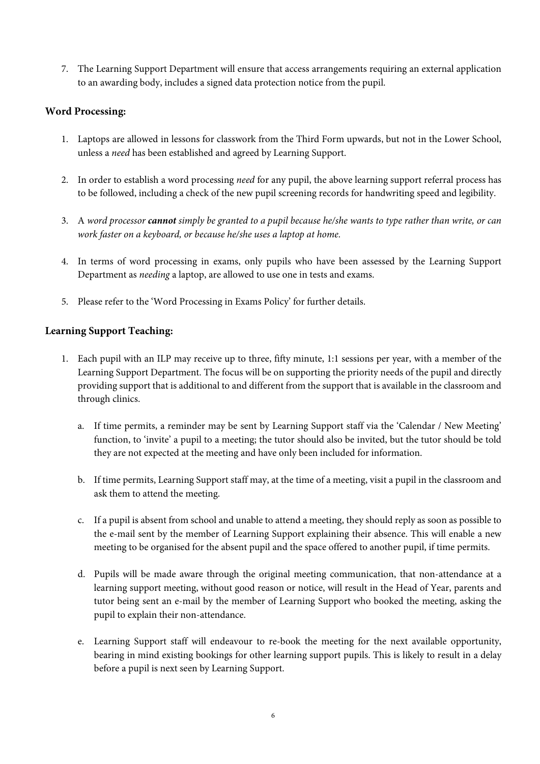7. The Learning Support Department will ensure that access arrangements requiring an external application to an awarding body, includes a signed data protection notice from the pupil.

**Word Processing:**

1. Laptops are allowed in lessons for classwork from the Third Form upwards, but not in the Lower School, unless a *need* has been established and agreed by Learning Support.

2. In order to establish a word processing *need* for any pupil, the above learning support referral process has to be followed, including a check of the new pupil screening records for handwriting speed and legibility.

3. A *word processor* ***cannot*** *simply be granted to a pupil because he/she wants to type rather than write, or can work faster on a keyboard, or because he/she uses a laptop at home.*

4. In terms of word processing in exams, only pupils who have been assessed by the Learning Support Department as *needing* a laptop, are allowed to use one in tests and exams.

5. Please refer to the 'Word Processing in Exams Policy' for further details.

**Learning Support Teaching:**

1. Each pupil with an ILP may receive up to three, fifty minute, 1:1 sessions per year, with a member of the Learning Support Department. The focus will be on supporting the priority needs of the pupil and directly providing support that is additional to and different from the support that is available in the classroom and through clinics.

   a. If time permits, a reminder may be sent by Learning Support staff via the 'Calendar / New Meeting' function, to 'invite' a pupil to a meeting; the tutor should also be invited, but the tutor should be told they are not expected at the meeting and have only been included for information.

   b. If time permits, Learning Support staff may, at the time of a meeting, visit a pupil in the classroom and ask them to attend the meeting.

   c. If a pupil is absent from school and unable to attend a meeting, they should reply as soon as possible to the e-mail sent by the member of Learning Support explaining their absence. This will enable a new meeting to be organised for the absent pupil and the space offered to another pupil, if time permits.

   d. Pupils will be made aware through the original meeting communication, that non-attendance at a learning support meeting, without good reason or notice, will result in the Head of Year, parents and tutor being sent an e-mail by the member of Learning Support who booked the meeting, asking the pupil to explain their non-attendance.

   e. Learning Support staff will endeavour to re-book the meeting for the next available opportunity, bearing in mind existing bookings for other learning support pupils. This is likely to result in a delay before a pupil is next seen by Learning Support.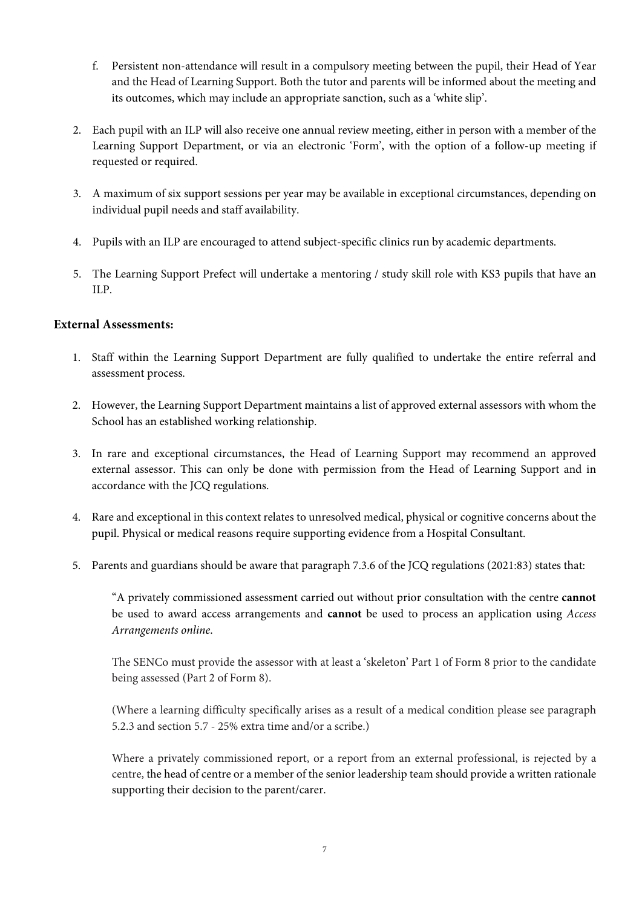f. Persistent non-attendance will result in a compulsory meeting between the pupil, their Head of Year and the Head of Learning Support. Both the tutor and parents will be informed about the meeting and its outcomes, which may include an appropriate sanction, such as a 'white slip'.

2. Each pupil with an ILP will also receive one annual review meeting, either in person with a member of the Learning Support Department, or via an electronic 'Form', with the option of a follow-up meeting if requested or required.

3. A maximum of six support sessions per year may be available in exceptional circumstances, depending on individual pupil needs and staff availability.

4. Pupils with an ILP are encouraged to attend subject-specific clinics run by academic departments.

5. The Learning Support Prefect will undertake a mentoring / study skill role with KS3 pupils that have an ILP.

**External Assessments:**

1. Staff within the Learning Support Department are fully qualified to undertake the entire referral and assessment process.

2. However, the Learning Support Department maintains a list of approved external assessors with whom the School has an established working relationship.

3. In rare and exceptional circumstances, the Head of Learning Support may recommend an approved external assessor. This can only be done with permission from the Head of Learning Support and in accordance with the JCQ regulations.

4. Rare and exceptional in this context relates to unresolved medical, physical or cognitive concerns about the pupil. Physical or medical reasons require supporting evidence from a Hospital Consultant.

5. Parents and guardians should be aware that paragraph 7.3.6 of the JCQ regulations (2021:83) states that:

   "A privately commissioned assessment carried out without prior consultation with the centre **cannot** be used to award access arrangements and **cannot** be used to process an application using *Access Arrangements online*.

   The SENCo must provide the assessor with at least a 'skeleton' Part 1 of Form 8 prior to the candidate being assessed (Part 2 of Form 8).

   (Where a learning difficulty specifically arises as a result of a medical condition please see paragraph 5.2.3 and section 5.7 - 25% extra time and/or a scribe.)

   Where a privately commissioned report, or a report from an external professional, is rejected by a centre, the head of centre or a member of the senior leadership team should provide a written rationale supporting their decision to the parent/carer.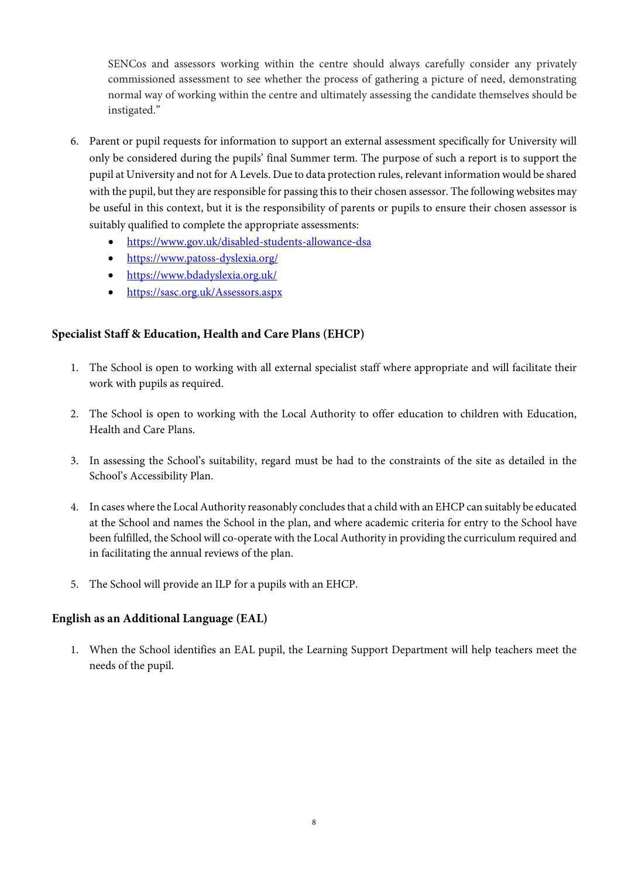SENCos and assessors working within the centre should always carefully consider any privately commissioned assessment to see whether the process of gathering a picture of need, demonstrating normal way of working within the centre and ultimately assessing the candidate themselves should be instigated."

6. Parent or pupil requests for information to support an external assessment specifically for University will only be considered during the pupils' final Summer term. The purpose of such a report is to support the pupil at University and not for A Levels. Due to data protection rules, relevant information would be shared with the pupil, but they are responsible for passing this to their chosen assessor. The following websites may be useful in this context, but it is the responsibility of parents or pupils to ensure their chosen assessor is suitably qualified to complete the appropriate assessments:
   - https://www.gov.uk/disabled-students-allowance-dsa
   - https://www.patoss-dyslexia.org/
   - https://www.bdadyslexia.org.uk/
   - https://sasc.org.uk/Assessors.aspx

### Specialist Staff & Education, Health and Care Plans (EHCP)

1. The School is open to working with all external specialist staff where appropriate and will facilitate their work with pupils as required.

2. The School is open to working with the Local Authority to offer education to children with Education, Health and Care Plans.

3. In assessing the School's suitability, regard must be had to the constraints of the site as detailed in the School's Accessibility Plan.

4. In cases where the Local Authority reasonably concludes that a child with an EHCP can suitably be educated at the School and names the School in the plan, and where academic criteria for entry to the School have been fulfilled, the School will co-operate with the Local Authority in providing the curriculum required and in facilitating the annual reviews of the plan.

5. The School will provide an ILP for a pupils with an EHCP.

### English as an Additional Language (EAL)

1. When the School identifies an EAL pupil, the Learning Support Department will help teachers meet the needs of the pupil.